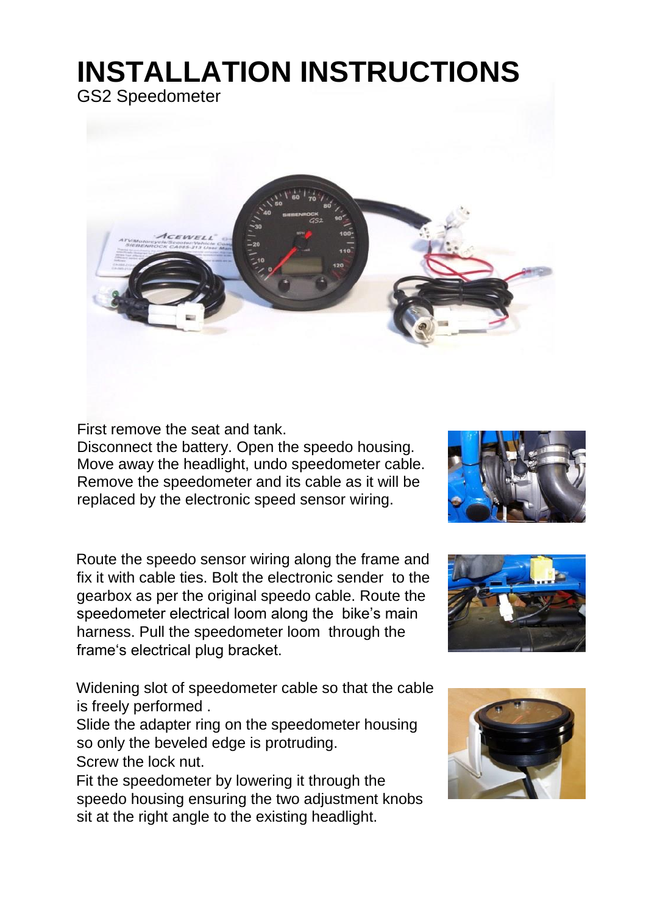# INSTALLATION INSTRUCTIONS

GS2 Speedometer

First remove the seat and tank.
Disconnect the battery. Open the speedo housing. Move away the headlight, undo speedometer cable. Remove the speedometer and its cable as it will be replaced by the electronic speed sensor wiring.

Route the speedo sensor wiring along the frame and fix it with cable ties. Bolt the electronic sender to the gearbox as per the original speedo cable. Route the speedometer electrical loom along the bike's main harness. Pull the speedometer loom through the frame's electrical plug bracket.

Widening slot of speedometer cable so that the cable is freely performed .
Slide the adapter ring on the speedometer housing so only the beveled edge is protruding.
Screw the lock nut.
Fit the speedometer by lowering it through the speedo housing ensuring the two adjustment knobs sit at the right angle to the existing headlight.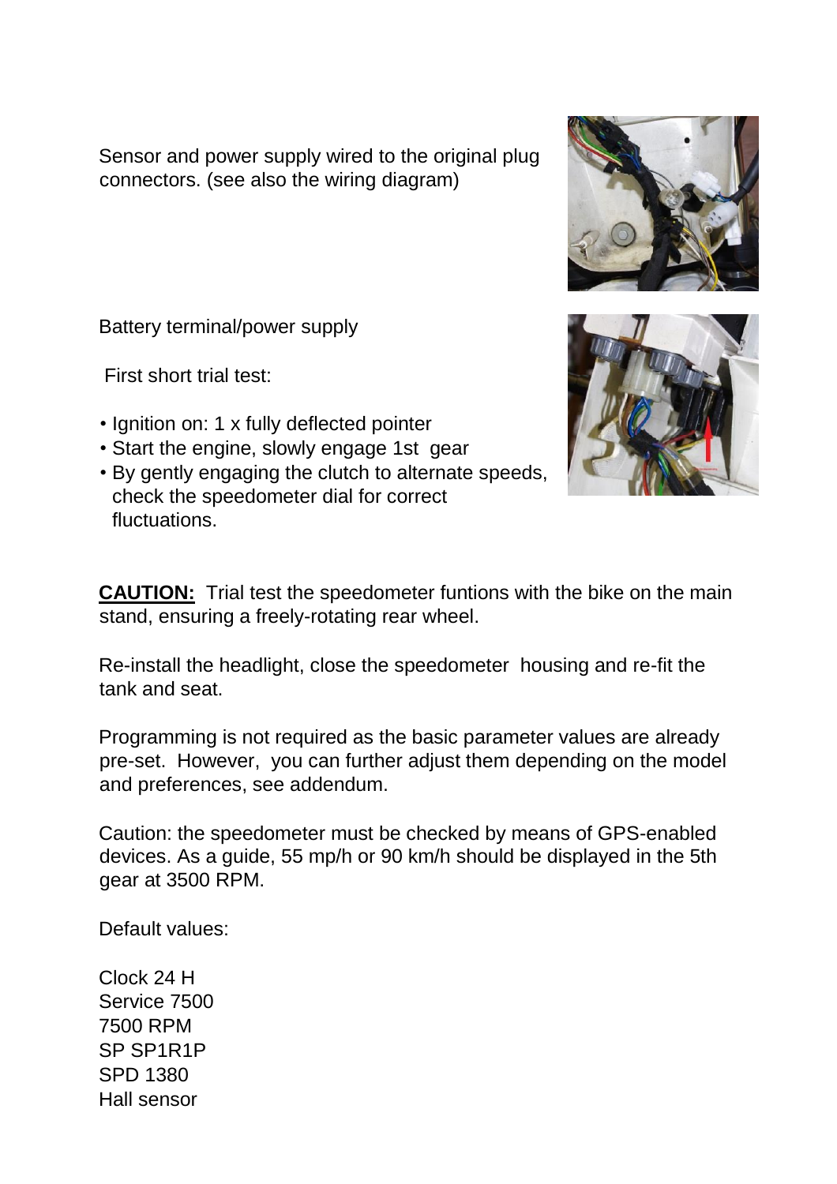Sensor and power supply wired to the original plug connectors. (see also the wiring diagram)

Battery terminal/power supply

First short trial test:

- Ignition on: 1 x fully deflected pointer
- Start the engine, slowly engage 1st gear
- By gently engaging the clutch to alternate speeds, check the speedometer dial for correct fluctuations.

**<u>CAUTION:</u>** Trial test the speedometer funtions with the bike on the main stand, ensuring a freely-rotating rear wheel.

Re-install the headlight, close the speedometer housing and re-fit the tank and seat.

Programming is not required as the basic parameter values are already pre-set. However, you can further adjust them depending on the model and preferences, see addendum.

Caution: the speedometer must be checked by means of GPS-enabled devices. As a guide, 55 mp/h or 90 km/h should be displayed in the 5th gear at 3500 RPM.

Default values:

Clock 24 H
Service 7500
7500 RPM
SP SP1R1P
SPD 1380
Hall sensor